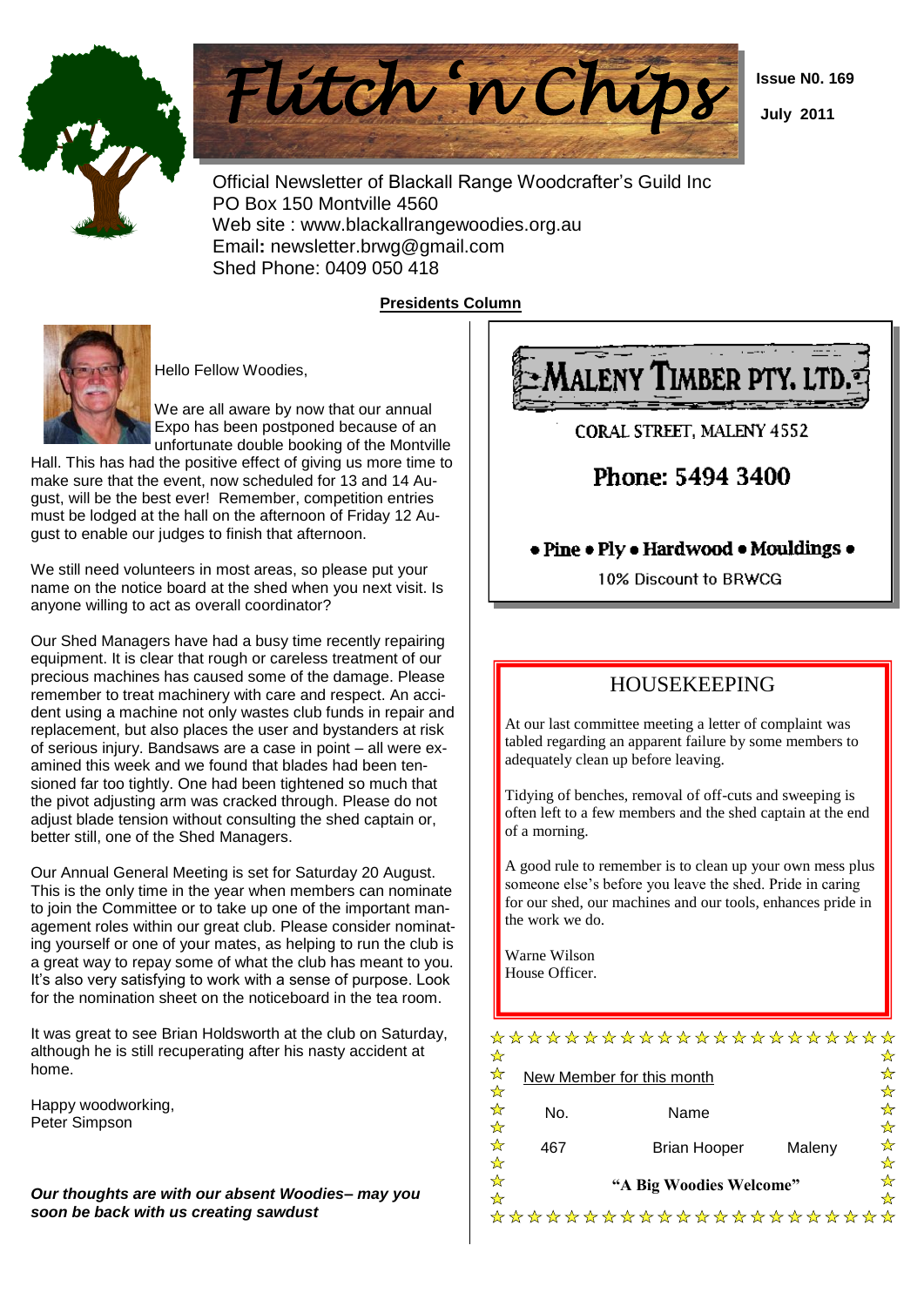# Flitch 'n Chips

**Issue N0. 169**

**July 2011**

Official Newsletter of Blackall Range Woodcrafter's Guild Inc
PO Box 150 Montville 4560
Web site : www.blackallrangewoodies.org.au
Email: newsletter.brwg@gmail.com
Shed Phone: 0409 050 418

## Presidents Column

Hello Fellow Woodies,

We are all aware by now that our annual Expo has been postponed because of an unfortunate double booking of the Montville Hall. This has had the positive effect of giving us more time to make sure that the event, now scheduled for 13 and 14 August, will be the best ever! Remember, competition entries must be lodged at the hall on the afternoon of Friday 12 August to enable our judges to finish that afternoon.

We still need volunteers in most areas, so please put your name on the notice board at the shed when you next visit. Is anyone willing to act as overall coordinator?

Our Shed Managers have had a busy time recently repairing equipment. It is clear that rough or careless treatment of our precious machines has caused some of the damage. Please remember to treat machinery with care and respect. An accident using a machine not only wastes club funds in repair and replacement, but also places the user and bystanders at risk of serious injury. Bandsaws are a case in point – all were examined this week and we found that blades had been tensioned far too tightly. One had been tightened so much that the pivot adjusting arm was cracked through. Please do not adjust blade tension without consulting the shed captain or, better still, one of the Shed Managers.

Our Annual General Meeting is set for Saturday 20 August. This is the only time in the year when members can nominate to join the Committee or to take up one of the important management roles within our great club. Please consider nominating yourself or one of your mates, as helping to run the club is a great way to repay some of what the club has meant to you. It's also very satisfying to work with a sense of purpose. Look for the nomination sheet on the noticeboard in the tea room.

It was great to see Brian Holdsworth at the club on Saturday, although he is still recuperating after his nasty accident at home.

Happy woodworking,
Peter Simpson

***Our thoughts are with our absent Woodies– may you soon be back with us creating sawdust***

---

**MALENY TIMBER PTY. LTD.**

CORAL STREET, MALENY 4552

**Phone: 5494 3400**

**• Pine • Ply • Hardwood • Mouldings •**

10% Discount to BRWCG

---

## HOUSEKEEPING

At our last committee meeting a letter of complaint was tabled regarding an apparent failure by some members to adequately clean up before leaving.

Tidying of benches, removal of off-cuts and sweeping is often left to a few members and the shed captain at the end of a morning.

A good rule to remember is to clean up your own mess plus someone else's before you leave the shed. Pride in caring for our shed, our machines and our tools, enhances pride in the work we do.

Warne Wilson
House Officer.

---

New Member for this month

| No. | Name | |
|---|---|---|
| 467 | Brian Hooper | Maleny |

**"A Big Woodies Welcome"**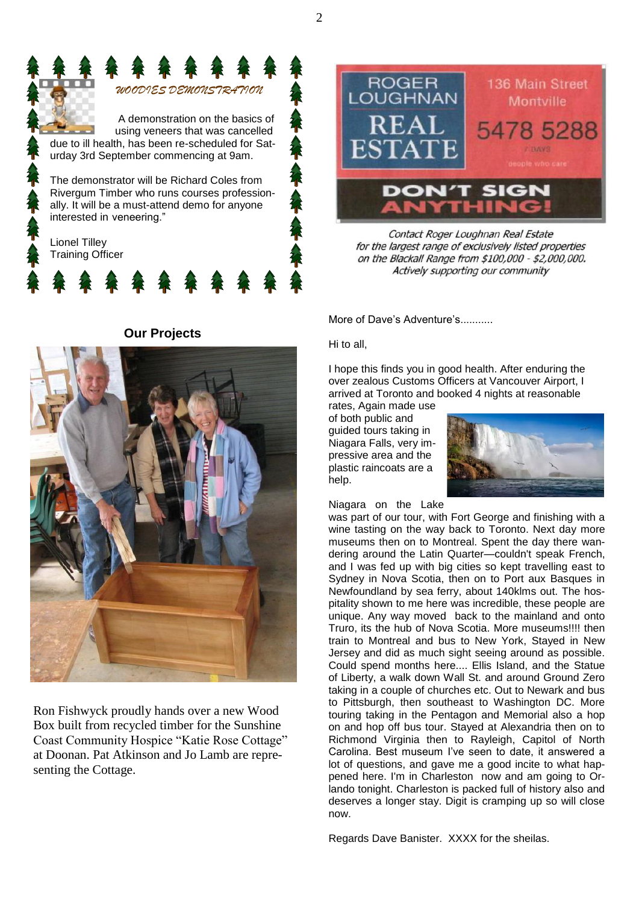## WOODIES DEMONSTRATION

A demonstration on the basics of using veneers that was cancelled due to ill health, has been re-scheduled for Saturday 3rd September commencing at 9am.

The demonstrator will be Richard Coles from Rivergum Timber who runs courses professionally. It will be a must-attend demo for anyone interested in veneering."

Lionel Tilley
Training Officer

ROGER LOUGHNAN REAL ESTATE
136 Main Street Montville
5478 5288
7 DAYS
people who care
DON'T SIGN ANYTHING!

*Contact Roger Loughnan Real Estate for the largest range of exclusively listed properties on the Blackall Range from $100,000 - $2,000,000. Actively supporting our community*

## Our Projects

Ron Fishwyck proudly hands over a new Wood Box built from recycled timber for the Sunshine Coast Community Hospice "Katie Rose Cottage" at Doonan. Pat Atkinson and Jo Lamb are representing the Cottage.

More of Dave's Adventure's...........

Hi to all,

I hope this finds you in good health. After enduring the over zealous Customs Officers at Vancouver Airport, I arrived at Toronto and booked 4 nights at reasonable rates, Again made use of both public and guided tours taking in Niagara Falls, very impressive area and the plastic raincoats are a help.

Niagara on the Lake was part of our tour, with Fort George and finishing with a wine tasting on the way back to Toronto. Next day more museums then on to Montreal. Spent the day there wandering around the Latin Quarter—couldn't speak French, and I was fed up with big cities so kept travelling east to Sydney in Nova Scotia, then on to Port aux Basques in Newfoundland by sea ferry, about 140klms out. The hospitality shown to me here was incredible, these people are unique. Any way moved back to the mainland and onto Truro, its the hub of Nova Scotia. More museums!!!! then train to Montreal and bus to New York, Stayed in New Jersey and did as much sight seeing around as possible. Could spend months here.... Ellis Island, and the Statue of Liberty, a walk down Wall St. and around Ground Zero taking in a couple of churches etc. Out to Newark and bus to Pittsburgh, then southeast to Washington DC. More touring taking in the Pentagon and Memorial also a hop on and hop off bus tour. Stayed at Alexandria then on to Richmond Virginia then to Rayleigh, Capitol of North Carolina. Best museum I've seen to date, it answered a lot of questions, and gave me a good incite to what happened here. I'm in Charleston now and am going to Orlando tonight. Charleston is packed full of history also and deserves a longer stay. Digit is cramping up so will close now.

Regards Dave Banister. XXXX for the sheilas.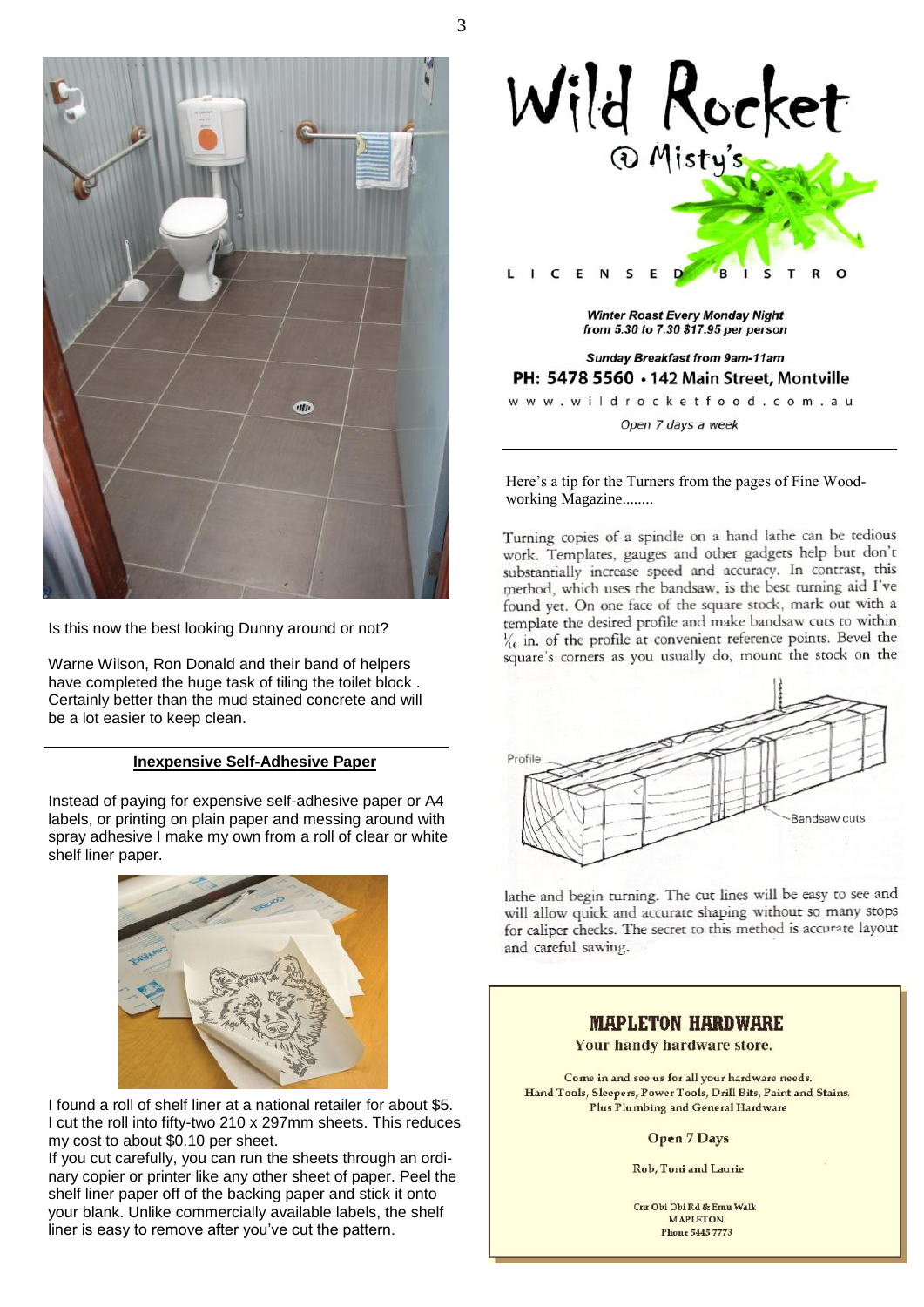Is this now the best looking Dunny around or not?

Warne Wilson, Ron Donald and their band of helpers have completed the huge task of tiling the toilet block . Certainly better than the mud stained concrete and will be a lot easier to keep clean.

---

### Inexpensive Self-Adhesive Paper

Instead of paying for expensive self-adhesive paper or A4 labels, or printing on plain paper and messing around with spray adhesive I make my own from a roll of clear or white shelf liner paper.

I found a roll of shelf liner at a national retailer for about $5. I cut the roll into fifty-two 210 x 297mm sheets. This reduces my cost to about $0.10 per sheet.

If you cut carefully, you can run the sheets through an ordinary copier or printer like any other sheet of paper. Peel the shelf liner paper off of the backing paper and stick it onto your blank. Unlike commercially available labels, the shelf liner is easy to remove after you've cut the pattern.

---

# Wild Rocket @ Misty's

L I C E N S E D B I S T R O

***Winter Roast Every Monday Night from 5.30 to 7.30 $17.95 per person***

***Sunday Breakfast from 9am-11am***

**PH: 5478 5560 • 142 Main Street, Montville**

w w w . w i l d r o c k e t f o o d . c o m . a u

*Open 7 days a week*

---

Here's a tip for the Turners from the pages of Fine Woodworking Magazine........

Turning copies of a spindle on a hand lathe can be tedious work. Templates, gauges and other gadgets help but don't substantially increase speed and accuracy. In contrast, this method, which uses the bandsaw, is the best turning aid I've found yet. On one face of the square stock, mark out with a template the desired profile and make bandsaw cuts to within $\frac{1}{16}$ in. of the profile at convenient reference points. Bevel the square's corners as you usually do, mount the stock on the lathe and begin turning. The cut lines will be easy to see and will allow quick and accurate shaping without so many stops for caliper checks. The secret to this method is accurate layout and careful sawing.

Profile

Bandsaw cuts

---

## MAPLETON HARDWARE

**Your handy hardware store.**

Come in and see us for all your hardware needs.
Hand Tools, Sleepers, Power Tools, Drill Bits, Paint and Stains.
Plus Plumbing and General Hardware

Open 7 Days

Rob, Toni and Laurie

Cnr Obi Obi Rd & Emu Walk
MAPLETON
Phone 5445 7773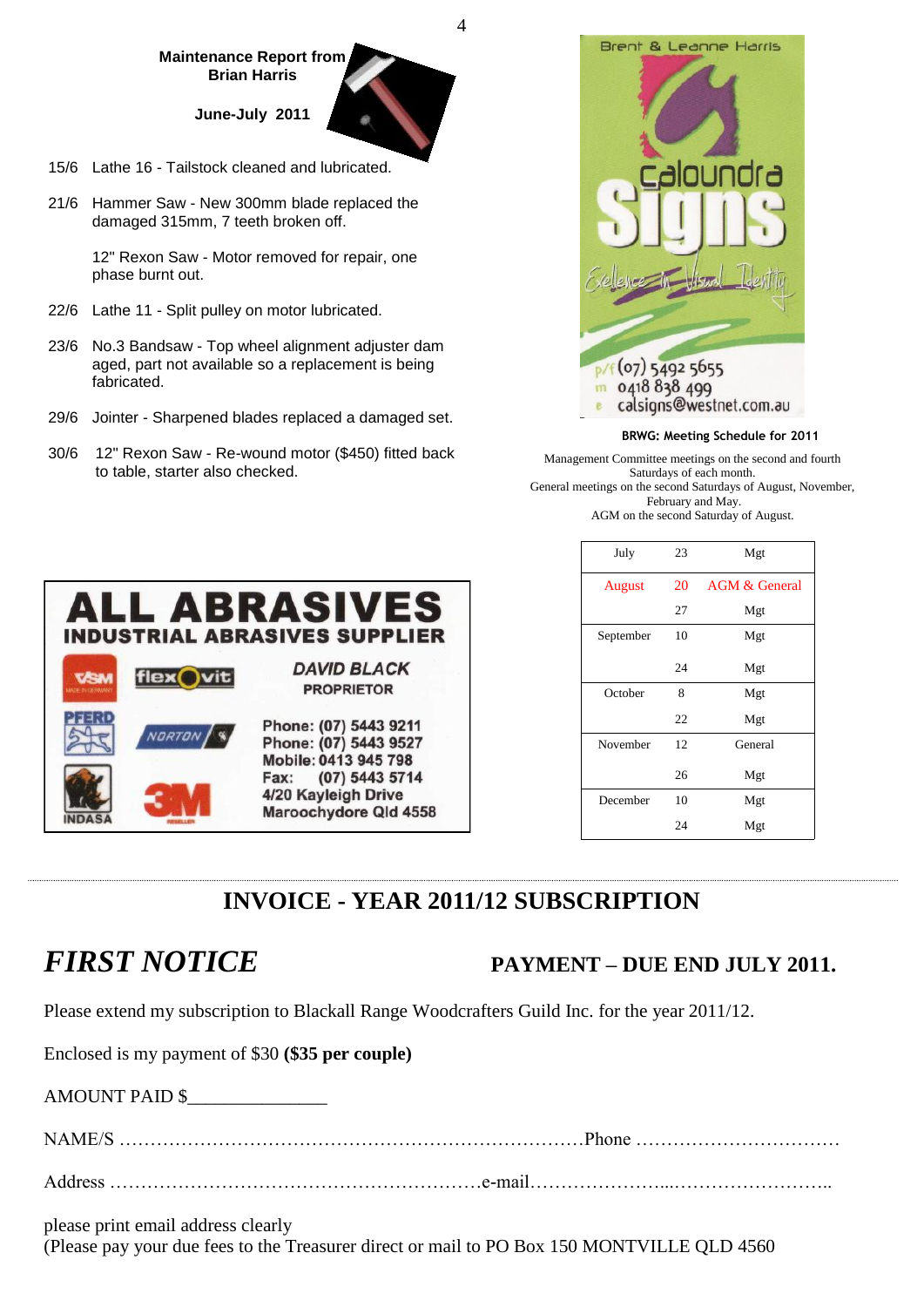**Maintenance Report from Brian Harris**

**June-July 2011**

15/6 Lathe 16 - Tailstock cleaned and lubricated.

21/6 Hammer Saw - New 300mm blade replaced the damaged 315mm, 7 teeth broken off.

12" Rexon Saw - Motor removed for repair, one phase burnt out.

22/6 Lathe 11 - Split pulley on motor lubricated.

23/6 No.3 Bandsaw - Top wheel alignment adjuster dam aged, part not available so a replacement is being fabricated.

29/6 Jointer - Sharpened blades replaced a damaged set.

30/6 12" Rexon Saw - Re-wound motor ($450) fitted back to table, starter also checked.

**ALL ABRASIVES**
**INDUSTRIAL ABRASIVES SUPPLIER**

VSM, flexovit, PFERD, NORTON, INDASA, 3M

*DAVID BLACK*
PROPRIETOR

Phone: (07) 5443 9211
Phone: (07) 5443 9527
Mobile: 0413 945 798
Fax: (07) 5443 5714
4/20 Kayleigh Drive
Maroochydore Qld 4558

Brent & Leanne Harris

Caloundra Signs

Excellence in Visual Identity

p/f (07) 5492 5655
m 0418 838 499
e calsigns@westnet.com.au

**BRWG: Meeting Schedule for 2011**

Management Committee meetings on the second and fourth Saturdays of each month.
General meetings on the second Saturdays of August, November, February and May.
AGM on the second Saturday of August.

| Month | Date | Meeting |
|---|---|---|
| July | 23 | Mgt |
| August | 20 | AGM & General |
| | 27 | Mgt |
| September | 10 | Mgt |
| | 24 | Mgt |
| October | 8 | Mgt |
| | 22 | Mgt |
| November | 12 | General |
| | 26 | Mgt |
| December | 10 | Mgt |
| | 24 | Mgt |

## INVOICE - YEAR 2011/12 SUBSCRIPTION

***FIRST NOTICE*** **PAYMENT – DUE END JULY 2011.**

Please extend my subscription to Blackall Range Woodcrafters Guild Inc. for the year 2011/12.

Enclosed is my payment of $30 **($35 per couple)**

AMOUNT PAID $______________

NAME/S ……………………………………………………………………Phone ……………………………

Address ……………………………………………………e-mail…………………...……………………..

please print email address clearly
(Please pay your due fees to the Treasurer direct or mail to PO Box 150 MONTVILLE QLD 4560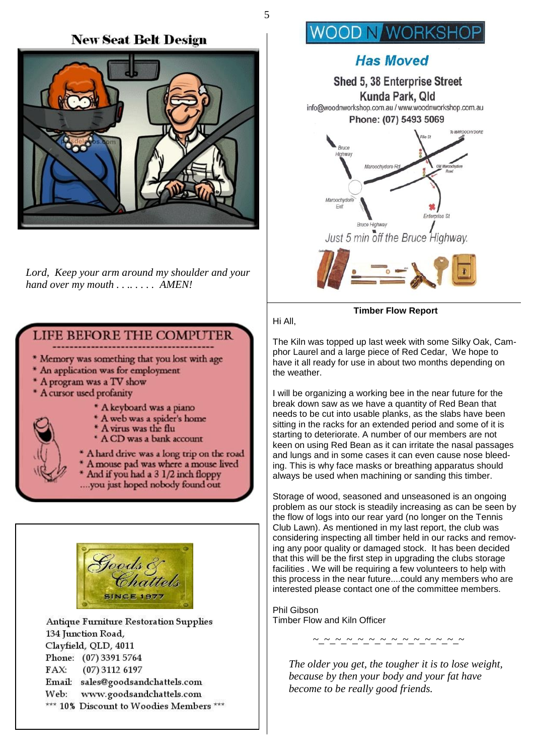## New Seat Belt Design

*Lord, Keep your arm around my shoulder and your hand over my mouth . . .. . . . . AMEN!*

### LIFE BEFORE THE COMPUTER

- Memory was something that you lost with age
- An application was for employment
- A program was a TV show
- A cursor used profanity
- A keyboard was a piano
- A web was a spider's home
- A virus was the flu
- A CD was a bank account
- A hard drive was a long trip on the road
- A mouse pad was where a mouse lived
- And if you had a 3 1/2 inch floppy

....you just hoped nobody found out

Goods & Chattels
SINCE 1977

Antique Furniture Restoration Supplies
134 Junction Road,
Clayfield, QLD, 4011
Phone: (07) 3391 5764
FAX: (07) 3112 6197
Email: sales@goodsandchattels.com
Web: www.goodsandchattels.com
*** 10% Discount to Woodies Members ***

## WOOD N WORKSHOP

### Has Moved

**Shed 5, 38 Enterprise Street**
**Kunda Park, Qld**
info@woodnworkshop.com.au / www.woodnworkshop.com.au
**Phone: (07) 5493 5069**

*Just 5 min off the Bruce Highway.*

### Timber Flow Report

Hi All,

The Kiln was topped up last week with some Silky Oak, Camphor Laurel and a large piece of Red Cedar, We hope to have it all ready for use in about two months depending on the weather.

I will be organizing a working bee in the near future for the break down saw as we have a quantity of Red Bean that needs to be cut into usable planks, as the slabs have been sitting in the racks for an extended period and some of it is starting to deteriorate. A number of our members are not keen on using Red Bean as it can irritate the nasal passages and lungs and in some cases it can even cause nose bleeding. This is why face masks or breathing apparatus should always be used when machining or sanding this timber.

Storage of wood, seasoned and unseasoned is an ongoing problem as our stock is steadily increasing as can be seen by the flow of logs into our rear yard (no longer on the Tennis Club Lawn). As mentioned in my last report, the club was considering inspecting all timber held in our racks and removing any poor quality or damaged stock. It has been decided that this will be the first step in upgrading the clubs storage facilities . We will be requiring a few volunteers to help with this process in the near future....could any members who are interested please contact one of the committee members.

Phil Gibson
Timber Flow and Kiln Officer

~_~_~_~_~_~_~_~_~_~_~_~_~_~

*The older you get, the tougher it is to lose weight, because by then your body and your fat have become to be really good friends.*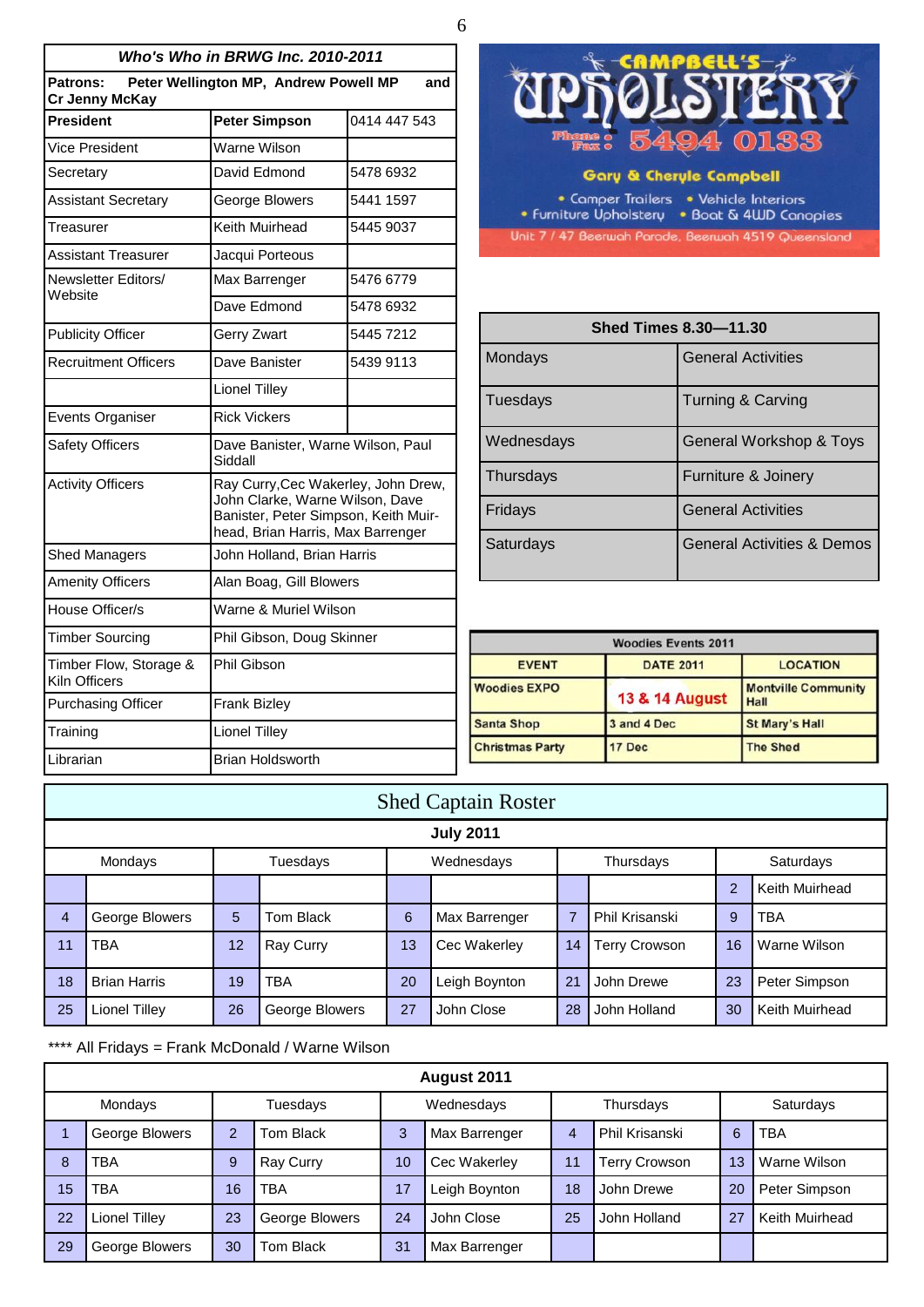### *Who's Who in BRWG Inc. 2010-2011*

**Patrons: Peter Wellington MP, Andrew Powell MP and Cr Jenny McKay**

| | | |
|---|---|---|
| **President** | **Peter Simpson** | 0414 447 543 |
| Vice President | Warne Wilson | |
| Secretary | David Edmond | 5478 6932 |
| Assistant Secretary | George Blowers | 5441 1597 |
| Treasurer | Keith Muirhead | 5445 9037 |
| Assistant Treasurer | Jacqui Porteous | |
| Newsletter Editors/ Website | Max Barrenger | 5476 6779 |
| | Dave Edmond | 5478 6932 |
| Publicity Officer | Gerry Zwart | 5445 7212 |
| Recruitment Officers | Dave Banister | 5439 9113 |
| | Lionel Tilley | |
| Events Organiser | Rick Vickers | |
| Safety Officers | Dave Banister, Warne Wilson, Paul Siddall | |
| Activity Officers | Ray Curry, Cec Wakerley, John Drew, John Clarke, Warne Wilson, Dave Banister, Peter Simpson, Keith Muirhead, Brian Harris, Max Barrenger | |
| Shed Managers | John Holland, Brian Harris | |
| Amenity Officers | Alan Boag, Gill Blowers | |
| House Officer/s | Warne & Muriel Wilson | |
| Timber Sourcing | Phil Gibson, Doug Skinner | |
| Timber Flow, Storage & Kiln Officers | Phil Gibson | |
| Purchasing Officer | Frank Bizley | |
| Training | Lionel Tilley | |
| Librarian | Brian Holdsworth | |

**CAMPBELL'S UPHOLSTERY**
Phone Fax: 5494 0133
Gary & Cheryle Campbell
• Camper Trailers • Vehicle Interiors
• Furniture Upholstery • Boat & 4WD Canopies
Unit 7 / 47 Beerwah Parade, Beerwah 4519 Queensland

| Shed Times 8.30—11.30 | |
|---|---|
| Mondays | General Activities |
| Tuesdays | Turning & Carving |
| Wednesdays | General Workshop & Toys |
| Thursdays | Furniture & Joinery |
| Fridays | General Activities |
| Saturdays | General Activities & Demos |

| Woodies Events 2011 | | |
|---|---|---|
| **EVENT** | **DATE 2011** | **LOCATION** |
| Woodies EXPO | **13 & 14 August** | Montville Community Hall |
| Santa Shop | 3 and 4 Dec | St Mary's Hall |
| Christmas Party | 17 Dec | The Shed |

## Shed Captain Roster

**July 2011**

| Mondays | | Tuesdays | | Wednesdays | | Thursdays | | Saturdays | |
|---|---|---|---|---|---|---|---|---|---|
| | | | | | | | | 2 | Keith Muirhead |
| 4 | George Blowers | 5 | Tom Black | 6 | Max Barrenger | 7 | Phil Krisanski | 9 | TBA |
| 11 | TBA | 12 | Ray Curry | 13 | Cec Wakerley | 14 | Terry Crowson | 16 | Warne Wilson |
| 18 | Brian Harris | 19 | TBA | 20 | Leigh Boynton | 21 | John Drewe | 23 | Peter Simpson |
| 25 | Lionel Tilley | 26 | George Blowers | 27 | John Close | 28 | John Holland | 30 | Keith Muirhead |

**** All Fridays = Frank McDonald / Warne Wilson

**August 2011**

| Mondays | | Tuesdays | | Wednesdays | | Thursdays | | Saturdays | |
|---|---|---|---|---|---|---|---|---|---|
| 1 | George Blowers | 2 | Tom Black | 3 | Max Barrenger | 4 | Phil Krisanski | 6 | TBA |
| 8 | TBA | 9 | Ray Curry | 10 | Cec Wakerley | 11 | Terry Crowson | 13 | Warne Wilson |
| 15 | TBA | 16 | TBA | 17 | Leigh Boynton | 18 | John Drewe | 20 | Peter Simpson |
| 22 | Lionel Tilley | 23 | George Blowers | 24 | John Close | 25 | John Holland | 27 | Keith Muirhead |
| 29 | George Blowers | 30 | Tom Black | 31 | Max Barrenger | | | | |